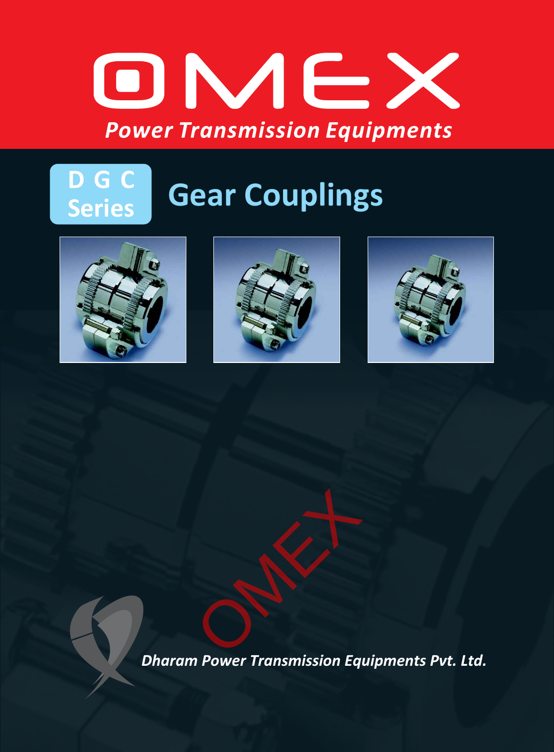# OMEX

*Power Transmission Equipments*

## D G C Series

## Gear Couplings

*Dharam Power Transmission Equipments Pvt. Ltd.*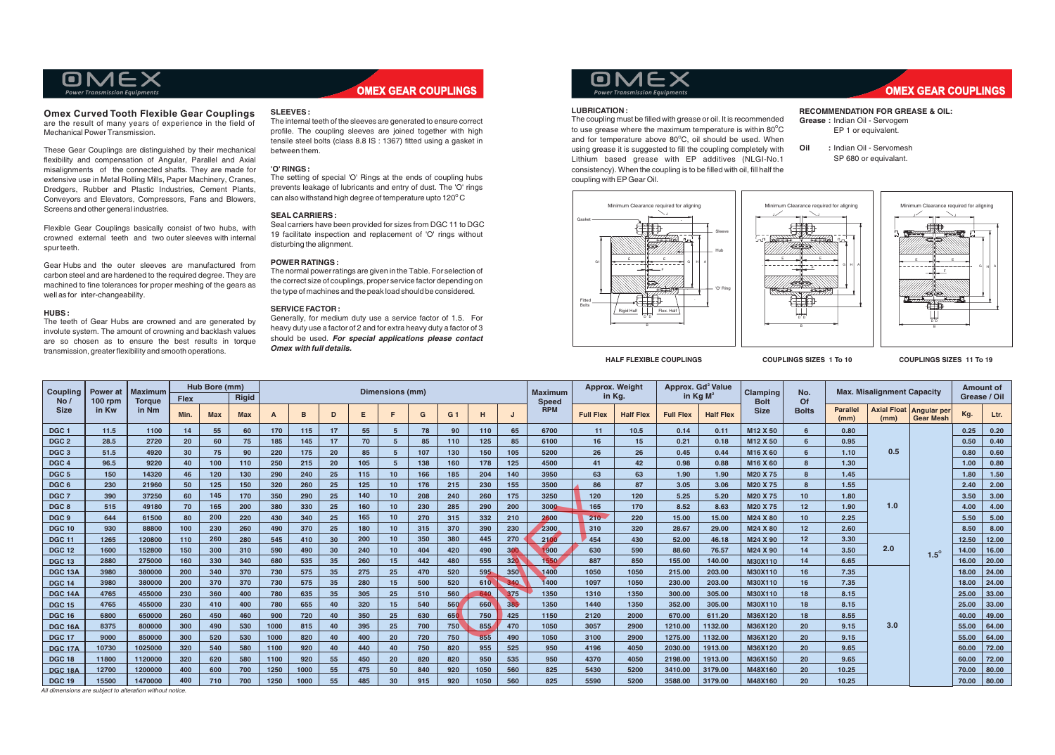# OMEX GEAR COUPLINGS

## Omex Curved Tooth Flexible Gear Couplings

are the result of many years of experience in the field of Mechanical Power Transmission.

These Gear Couplings are distinguished by their mechanical flexibility and compensation of Angular, Parallel and Axial misalignments of the connected shafts. They are made for extensive use in Metal Rolling Mills, Paper Machinery, Cranes, Dredgers, Rubber and Plastic Industries, Cement Plants, Conveyors and Elevators, Compressors, Fans and Blowers, Screens and other general industries.

Flexible Gear Couplings basically consist of two hubs, with crowned external teeth and two outer sleeves with internal spur teeth.

Gear Hubs and the outer sleeves are manufactured from carbon steel and are hardened to the required degree. They are machined to fine tolerances for proper meshing of the gears as well as for inter-changeability.

### HUBS :

The teeth of Gear Hubs are crowned and are generated by involute system. The amount of crowning and backlash values are so chosen as to ensure the best results in torque transmission, greater flexibility and smooth operations.

### SLEEVES :

The internal teeth of the sleeves are generated to ensure correct profile. The coupling sleeves are joined together with high tensile steel bolts (class 8.8 IS : 1367) fitted using a gasket in between them.

### 'O' RINGS :

The setting of special 'O' Rings at the ends of coupling hubs prevents leakage of lubricants and entry of dust. The 'O' rings can also withstand high degree of temperature upto 120° C

### SEAL CARRIERS :

Seal carriers have been provided for sizes from DGC 11 to DGC 19 facilitate inspection and replacement of 'O' rings without disturbing the alignment.

### POWER RATINGS :

The normal power ratings are given in the Table. For selection of the correct size of couplings, proper service factor depending on the type of machines and the peak load should be considered.

### SERVICE FACTOR :

Generally, for medium duty use a service factor of 1.5. For heavy duty use a factor of 2 and for extra heavy duty a factor of 3 should be used. ***For special applications please contact Omex with full details.***

### LUBRICATION :

The coupling must be filled with grease or oil. It is recommended to use grease where the maximum temperature is within 80°C and for temperature above 80°C, oil should be used. When using grease it is suggested to fill the coupling completely with Lithium based grease with EP additives (NLGI-No.1 consistency). When the coupling is to be filled with oil, fill half the coupling with EP Gear Oil.

### RECOMMENDATION FOR GREASE & OIL:

**Grease :** Indian Oil - Servogem EP 1 or equivalent.

**Oil :** Indian Oil - Servomesh SP 680 or equivalant.

HALF FLEXIBLE COUPLINGS

COUPLINGS SIZES 1 To 10

COUPLINGS SIZES 11 To 19

| Coupling No / Size | Power at 100 rpm in Kw | Maximum Torque in Nm | Hub Bore (mm) Flex Min. | Flex Max | Rigid Max | A | B | D | E | F | G | G 1 | H | J | Maximum Speed RPM | Approx. Weight in Kg. Full Flex | Half Flex | Approx. $Gd^2$ Value in Kg $M^2$ Full Flex | Half Flex | Clamping Bolt Size | No. Of Bolts | Parallel (mm) | Axial Float (mm) | Angular per Gear Mesh | Amount of Grease / Oil Kg. | Ltr. |
|---|---|---|---|---|---|---|---|---|---|---|---|---|---|---|---|---|---|---|---|---|---|---|---|---|---|---|
| DGC 1 | 11.5 | 1100 | 14 | 55 | 60 | 170 | 115 | 17 | 55 | 5 | 78 | 90 | 110 | 65 | 6700 | 11 | 10.5 | 0.14 | 0.11 | M12 X 50 | 6 | 0.80 | 0.5 | 1.5° | 0.25 | 0.20 |
| DGC 2 | 28.5 | 2720 | 20 | 60 | 75 | 185 | 145 | 17 | 70 | 5 | 85 | 110 | 125 | 85 | 6100 | 16 | 15 | 0.21 | 0.18 | M12 X 50 | 6 | 0.95 | | | 0.50 | 0.40 |
| DGC 3 | 51.5 | 4920 | 30 | 75 | 90 | 220 | 175 | 20 | 85 | 5 | 107 | 130 | 150 | 105 | 5200 | 26 | 26 | 0.45 | 0.44 | M16 X 60 | 6 | 1.10 | | | 0.80 | 0.60 |
| DGC 4 | 96.5 | 9220 | 40 | 100 | 110 | 250 | 215 | 20 | 105 | 5 | 138 | 160 | 178 | 125 | 4500 | 41 | 42 | 0.98 | 0.88 | M16 X 60 | 8 | 1.30 | | | 1.00 | 0.80 |
| DGC 5 | 150 | 14320 | 46 | 120 | 130 | 290 | 240 | 25 | 115 | 10 | 166 | 185 | 204 | 140 | 3950 | 63 | 63 | 1.90 | 1.90 | M20 X 75 | 8 | 1.45 | | | 1.80 | 1.50 |
| DGC 6 | 230 | 21960 | 50 | 125 | 150 | 320 | 260 | 25 | 125 | 10 | 176 | 215 | 230 | 155 | 3500 | 86 | 87 | 3.05 | 3.06 | M20 X 75 | 8 | 1.55 | 1.0 | | 2.40 | 2.00 |
| DGC 7 | 390 | 37250 | 60 | 145 | 170 | 350 | 290 | 25 | 140 | 10 | 208 | 240 | 260 | 175 | 3250 | 120 | 120 | 5.25 | 5.20 | M20 X 75 | 10 | 1.80 | | | 3.50 | 3.00 |
| DGC 8 | 515 | 49180 | 70 | 165 | 200 | 380 | 330 | 25 | 160 | 10 | 230 | 285 | 290 | 200 | 3000 | 165 | 170 | 8.52 | 8.63 | M20 X 75 | 12 | 1.90 | | | 4.00 | 4.00 |
| DGC 9 | 644 | 61500 | 80 | 200 | 220 | 430 | 340 | 25 | 165 | 10 | 270 | 315 | 332 | 210 | 2600 | 210 | 220 | 15.00 | 15.00 | M24 X 80 | 10 | 2.25 | | | 5.50 | 5.00 |
| DGC 10 | 930 | 88800 | 100 | 230 | 260 | 490 | 370 | 25 | 180 | 10 | 315 | 370 | 390 | 230 | 2300 | 310 | 320 | 28.67 | 29.00 | M24 X 80 | 12 | 2.60 | | | 8.50 | 8.00 |
| DGC 11 | 1265 | 120800 | 110 | 260 | 280 | 545 | 410 | 30 | 200 | 10 | 350 | 380 | 445 | 270 | 2100 | 454 | 430 | 52.00 | 46.18 | M24 X 90 | 12 | 3.30 | 2.0 | | 12.50 | 12.00 |
| DGC 12 | 1600 | 152800 | 150 | 300 | 310 | 590 | 490 | 30 | 240 | 10 | 404 | 420 | 490 | 300 | 1900 | 630 | 590 | 88.60 | 76.57 | M24 X 90 | 14 | 3.50 | | | 14.00 | 16.00 |
| DGC 13 | 2880 | 275000 | 160 | 330 | 340 | 680 | 535 | 35 | 260 | 15 | 442 | 480 | 555 | 320 | 1550 | 887 | 850 | 155.00 | 140.00 | M30X110 | 14 | 6.65 | | | 16.00 | 20.00 |
| DGC 13A | 3980 | 380000 | 200 | 340 | 370 | 730 | 575 | 35 | 275 | 25 | 470 | 520 | 595 | 350 | 1400 | 1050 | 1050 | 215.00 | 203.00 | M30X110 | 16 | 7.35 | 3.0 | | 18.00 | 24.00 |
| DGC 14 | 3980 | 380000 | 200 | 370 | 370 | 730 | 575 | 35 | 280 | 15 | 500 | 520 | 610 | 340 | 1400 | 1097 | 1050 | 230.00 | 203.00 | M30X110 | 16 | 7.35 | | | 18.00 | 24.00 |
| DGC 14A | 4765 | 455000 | 230 | 360 | 400 | 780 | 635 | 35 | 305 | 25 | 510 | 560 | 640 | 375 | 1350 | 1310 | 1350 | 300.00 | 305.00 | M30X110 | 18 | 8.15 | | | 25.00 | 33.00 |
| DGC 15 | 4765 | 455000 | 230 | 410 | 400 | 780 | 655 | 40 | 320 | 15 | 540 | 560 | 660 | 385 | 1350 | 1440 | 1350 | 352.00 | 305.00 | M30X110 | 18 | 8.15 | | | 25.00 | 33.00 |
| DGC 16 | 6800 | 650000 | 260 | 450 | 460 | 900 | 720 | 40 | 350 | 25 | 630 | 650 | 750 | 425 | 1150 | 2120 | 2000 | 670.00 | 611.20 | M36X120 | 18 | 8.55 | | | 40.00 | 49.00 |
| DGC 16A | 8375 | 800000 | 300 | 490 | 530 | 1000 | 815 | 40 | 395 | 25 | 700 | 750 | 855 | 470 | 1050 | 3057 | 2900 | 1210.00 | 1132.00 | M36X120 | 20 | 9.15 | | | 55.00 | 64.00 |
| DGC 17 | 9000 | 850000 | 300 | 520 | 530 | 1000 | 820 | 40 | 400 | 20 | 720 | 750 | 855 | 490 | 1050 | 3100 | 2900 | 1275.00 | 1132.00 | M36X120 | 20 | 9.15 | | | 55.00 | 64.00 |
| DGC 17A | 10730 | 1025000 | 320 | 540 | 580 | 1100 | 920 | 40 | 440 | 40 | 750 | 820 | 955 | 525 | 950 | 4196 | 4050 | 2030.00 | 1913.00 | M36X120 | 20 | 9.65 | | | 60.00 | 72.00 |
| DGC 18 | 11800 | 1120000 | 320 | 620 | 580 | 1100 | 920 | 55 | 450 | 20 | 820 | 820 | 950 | 535 | 950 | 4370 | 4050 | 2198.00 | 1913.00 | M36X150 | 20 | 9.65 | | | 60.00 | 72.00 |
| DGC 18A | 12700 | 1200000 | 400 | 600 | 700 | 1250 | 1000 | 55 | 475 | 50 | 840 | 920 | 1050 | 560 | 825 | 5430 | 5200 | 3410.00 | 3179.00 | M48X160 | 20 | 10.25 | | | 70.00 | 80.00 |
| DGC 19 | 15500 | 1470000 | 400 | 710 | 700 | 1250 | 1000 | 55 | 485 | 30 | 915 | 920 | 1050 | 560 | 825 | 5590 | 5200 | 3588.00 | 3179.00 | M48X160 | 20 | 10.25 | | | 70.00 | 80.00 |

Note: Max. Misalignment Capacity — Parallel (mm), Axial Float (mm), Angular per Gear Mesh. Axial Float: 0.5 for DGC 1–5, 1.0 for DGC 6–10, 2.0 for DGC 11–13, 3.0 for DGC 13A–19. Angular per Gear Mesh: 1.5° for all sizes.

*All dimensions are subject to alteration without notice.*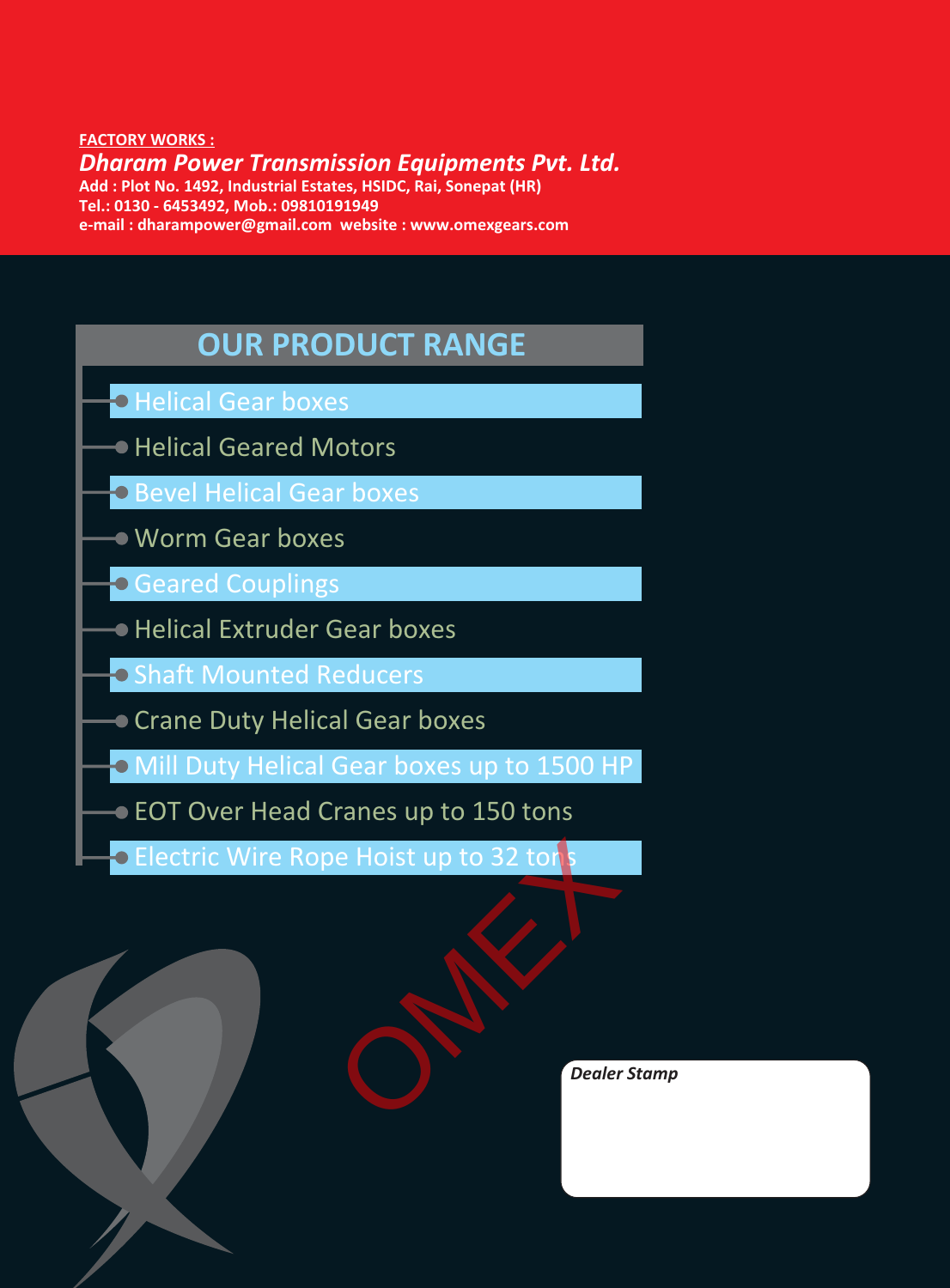**FACTORY WORKS :**

***Dharam Power Transmission Equipments Pvt. Ltd.***

**Add : Plot No. 1492, Industrial Estates, HSIDC, Rai, Sonepat (HR)**
**Tel.: 0130 - 6453492, Mob.: 09810191949**
**e-mail : dharampower@gmail.com website : www.omexgears.com**

## OUR PRODUCT RANGE

- Helical Gear boxes
- Helical Geared Motors
- Bevel Helical Gear boxes
- Worm Gear boxes
- Geared Couplings
- Helical Extruder Gear boxes
- Shaft Mounted Reducers
- Crane Duty Helical Gear boxes
- Mill Duty Helical Gear boxes up to 1500 HP
- EOT Over Head Cranes up to 150 tons
- Electric Wire Rope Hoist up to 32 tons

OMEX

***Dealer Stamp***